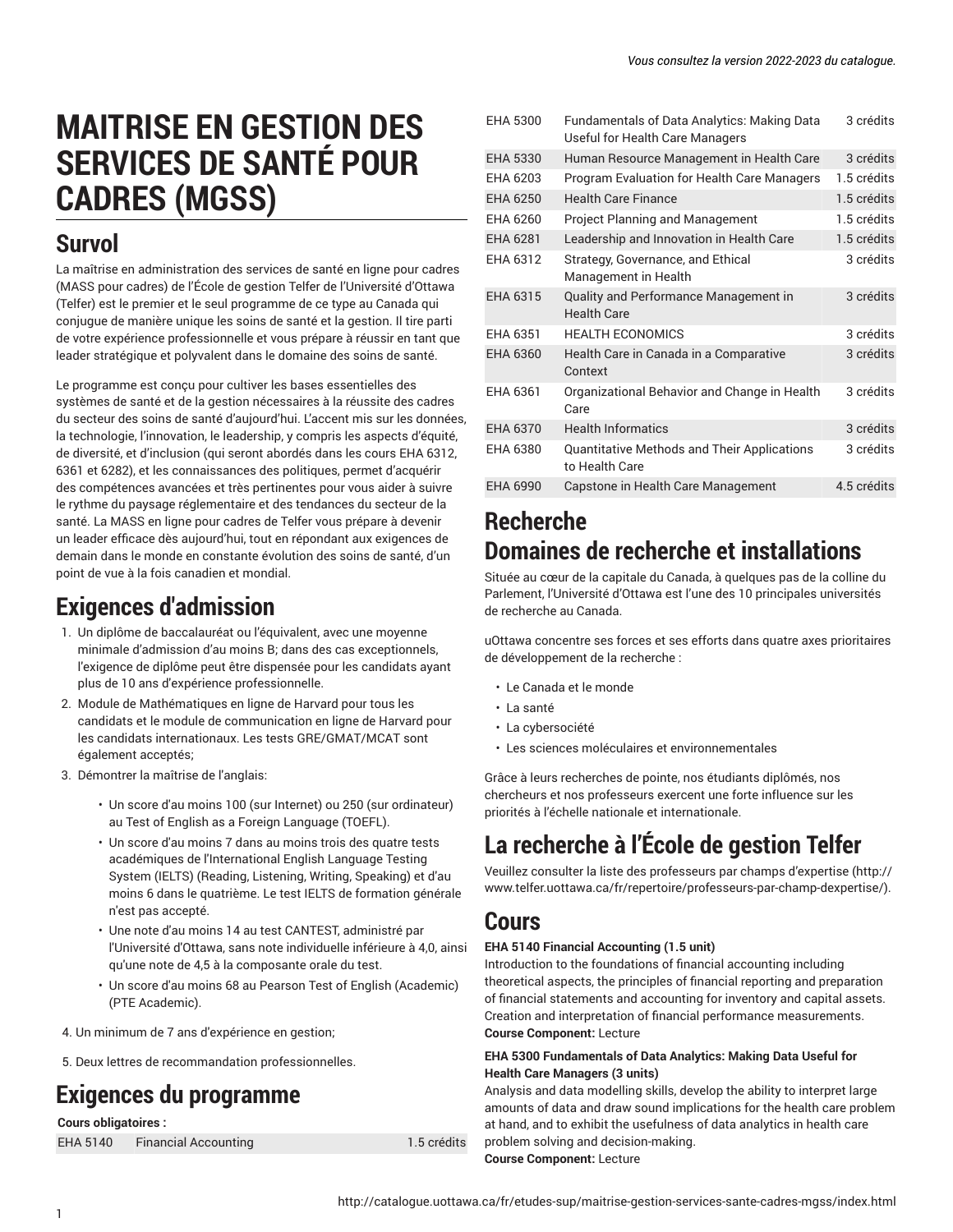# MAITRISE EN GESTION DES SERVICES DE SANTÉ POUR CADRES (MGSS)

## Survol

La maîtrise en administration des services de santé en ligne pour cadres (MASS pour cadres) de l'École de gestion Telfer de l'Université d'Ottawa (Telfer) est le premier et le seul programme de ce type au Canada qui conjugue de manière unique les soins de santé et la gestion. Il tire parti de votre expérience professionnelle et vous prépare à réussir en tant que leader stratégique et polyvalent dans le domaine des soins de santé.

Le programme est conçu pour cultiver les bases essentielles des systèmes de santé et de la gestion nécessaires à la réussite des cadres du secteur des soins de santé d'aujourd'hui. L'accent mis sur les données, la technologie, l'innovation, le leadership, y compris les aspects d'équité, de diversité, et d'inclusion (qui seront abordés dans les cours EHA 6312, 6361 et 6282), et les connaissances des politiques, permet d'acquérir des compétences avancées et très pertinentes pour vous aider à suivre le rythme du paysage réglementaire et des tendances du secteur de la santé. La MASS en ligne pour cadres de Telfer vous prépare à devenir un leader efficace dès aujourd'hui, tout en répondant aux exigences de demain dans le monde en constante évolution des soins de santé, d'un point de vue à la fois canadien et mondial.

## Exigences d'admission

1. Un diplôme de baccalauréat ou l'équivalent, avec une moyenne minimale d'admission d'au moins B; dans des cas exceptionnels, l'exigence de diplôme peut être dispensée pour les candidats ayant plus de 10 ans d'expérience professionnelle.
2. Module de Mathématiques en ligne de Harvard pour tous les candidats et le module de communication en ligne de Harvard pour les candidats internationaux. Les tests GRE/GMAT/MCAT sont également acceptés;
3. Démontrer la maîtrise de l'anglais:
   - Un score d'au moins 100 (sur Internet) ou 250 (sur ordinateur) au Test of English as a Foreign Language (TOEFL).
   - Un score d'au moins 7 dans au moins trois des quatre tests académiques de l'International English Language Testing System (IELTS) (Reading, Listening, Writing, Speaking) et d'au moins 6 dans le quatrième. Le test IELTS de formation générale n'est pas accepté.
   - Une note d'au moins 14 au test CANTEST, administré par l'Université d'Ottawa, sans note individuelle inférieure à 4,0, ainsi qu'une note de 4,5 à la composante orale du test.
   - Un score d'au moins 68 au Pearson Test of English (Academic) (PTE Academic).
4. Un minimum de 7 ans d'expérience en gestion;
5. Deux lettres de recommandation professionnelles.

## Exigences du programme

**Cours obligatoires :**

| | | |
|---|---|---|
| EHA 5140 | Financial Accounting | 1.5 crédits |
| EHA 5300 | Fundamentals of Data Analytics: Making Data Useful for Health Care Managers | 3 crédits |
| EHA 5330 | Human Resource Management in Health Care | 3 crédits |
| EHA 6203 | Program Evaluation for Health Care Managers | 1.5 crédits |
| EHA 6250 | Health Care Finance | 1.5 crédits |
| EHA 6260 | Project Planning and Management | 1.5 crédits |
| EHA 6281 | Leadership and Innovation in Health Care | 1.5 crédits |
| EHA 6312 | Strategy, Governance, and Ethical Management in Health | 3 crédits |
| EHA 6315 | Quality and Performance Management in Health Care | 3 crédits |
| EHA 6351 | HEALTH ECONOMICS | 3 crédits |
| EHA 6360 | Health Care in Canada in a Comparative Context | 3 crédits |
| EHA 6361 | Organizational Behavior and Change in Health Care | 3 crédits |
| EHA 6370 | Health Informatics | 3 crédits |
| EHA 6380 | Quantitative Methods and Their Applications to Health Care | 3 crédits |
| EHA 6990 | Capstone in Health Care Management | 4.5 crédits |

## Recherche

## Domaines de recherche et installations

Située au cœur de la capitale du Canada, à quelques pas de la colline du Parlement, l'Université d'Ottawa est l'une des 10 principales universités de recherche au Canada.

uOttawa concentre ses forces et ses efforts dans quatre axes prioritaires de développement de la recherche :

- Le Canada et le monde
- La santé
- La cybersociété
- Les sciences moléculaires et environnementales

Grâce à leurs recherches de pointe, nos étudiants diplômés, nos chercheurs et nos professeurs exercent une forte influence sur les priorités à l'échelle nationale et internationale.

## La recherche à l'École de gestion Telfer

Veuillez consulter la liste des professeurs par champs d'expertise (http://www.telfer.uottawa.ca/fr/repertoire/professeurs-par-champ-dexpertise/).

## Cours

**EHA 5140 Financial Accounting (1.5 unit)**

Introduction to the foundations of financial accounting including theoretical aspects, the principles of financial reporting and preparation of financial statements and accounting for inventory and capital assets. Creation and interpretation of financial performance measurements.

**Course Component:** Lecture

**EHA 5300 Fundamentals of Data Analytics: Making Data Useful for Health Care Managers (3 units)**

Analysis and data modelling skills, develop the ability to interpret large amounts of data and draw sound implications for the health care problem at hand, and to exhibit the usefulness of data analytics in health care problem solving and decision-making.

**Course Component:** Lecture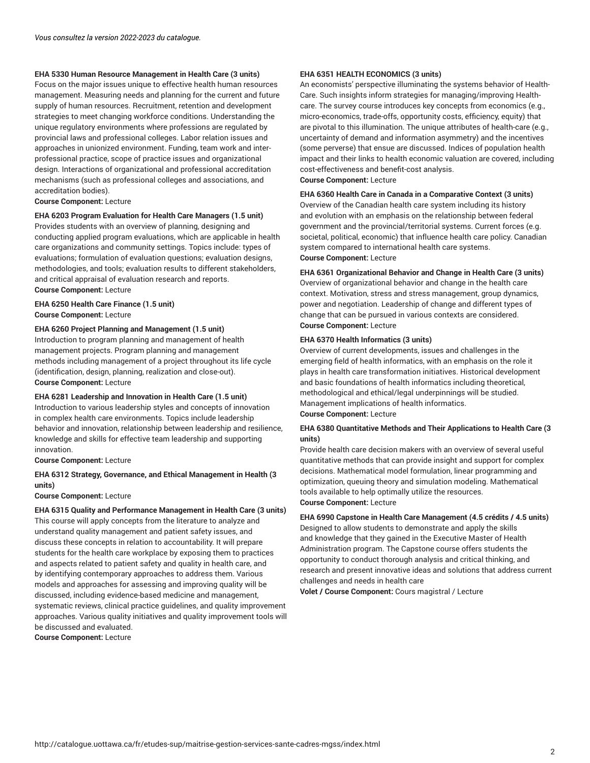**EHA 5330 Human Resource Management in Health Care (3 units)**
Focus on the major issues unique to effective health human resources management. Measuring needs and planning for the current and future supply of human resources. Recruitment, retention and development strategies to meet changing workforce conditions. Understanding the unique regulatory environments where professions are regulated by provincial laws and professional colleges. Labor relation issues and approaches in unionized environment. Funding, team work and inter-professional practice, scope of practice issues and organizational design. Interactions of organizational and professional accreditation mechanisms (such as professional colleges and associations, and accreditation bodies).
**Course Component:** Lecture

**EHA 6203 Program Evaluation for Health Care Managers (1.5 unit)**
Provides students with an overview of planning, designing and conducting applied program evaluations, which are applicable in health care organizations and community settings. Topics include: types of evaluations; formulation of evaluation questions; evaluation designs, methodologies, and tools; evaluation results to different stakeholders, and critical appraisal of evaluation research and reports.
**Course Component:** Lecture

**EHA 6250 Health Care Finance (1.5 unit)**
**Course Component:** Lecture

**EHA 6260 Project Planning and Management (1.5 unit)**
Introduction to program planning and management of health management projects. Program planning and management methods including management of a project throughout its life cycle (identification, design, planning, realization and close-out).
**Course Component:** Lecture

**EHA 6281 Leadership and Innovation in Health Care (1.5 unit)**
Introduction to various leadership styles and concepts of innovation in complex health care environments. Topics include leadership behavior and innovation, relationship between leadership and resilience, knowledge and skills for effective team leadership and supporting innovation.
**Course Component:** Lecture

**EHA 6312 Strategy, Governance, and Ethical Management in Health (3 units)**
**Course Component:** Lecture

**EHA 6315 Quality and Performance Management in Health Care (3 units)**
This course will apply concepts from the literature to analyze and understand quality management and patient safety issues, and discuss these concepts in relation to accountability. It will prepare students for the health care workplace by exposing them to practices and aspects related to patient safety and quality in health care, and by identifying contemporary approaches to address them. Various models and approaches for assessing and improving quality will be discussed, including evidence-based medicine and management, systematic reviews, clinical practice guidelines, and quality improvement approaches. Various quality initiatives and quality improvement tools will be discussed and evaluated.
**Course Component:** Lecture

**EHA 6351 HEALTH ECONOMICS (3 units)**
An economists' perspective illuminating the systems behavior of Health-Care. Such insights inform strategies for managing/improving Health-care. The survey course introduces key concepts from economics (e.g., micro-economics, trade-offs, opportunity costs, efficiency, equity) that are pivotal to this illumination. The unique attributes of health-care (e.g., uncertainty of demand and information asymmetry) and the incentives (some perverse) that ensue are discussed. Indices of population health impact and their links to health economic valuation are covered, including cost-effectiveness and benefit-cost analysis.
**Course Component:** Lecture

**EHA 6360 Health Care in Canada in a Comparative Context (3 units)**
Overview of the Canadian health care system including its history and evolution with an emphasis on the relationship between federal government and the provincial/territorial systems. Current forces (e.g. societal, political, economic) that influence health care policy. Canadian system compared to international health care systems.
**Course Component:** Lecture

**EHA 6361 Organizational Behavior and Change in Health Care (3 units)**
Overview of organizational behavior and change in the health care context. Motivation, stress and stress management, group dynamics, power and negotiation. Leadership of change and different types of change that can be pursued in various contexts are considered.
**Course Component:** Lecture

**EHA 6370 Health Informatics (3 units)**
Overview of current developments, issues and challenges in the emerging field of health informatics, with an emphasis on the role it plays in health care transformation initiatives. Historical development and basic foundations of health informatics including theoretical, methodological and ethical/legal underpinnings will be studied. Management implications of health informatics.
**Course Component:** Lecture

**EHA 6380 Quantitative Methods and Their Applications to Health Care (3 units)**
Provide health care decision makers with an overview of several useful quantitative methods that can provide insight and support for complex decisions. Mathematical model formulation, linear programming and optimization, queuing theory and simulation modeling. Mathematical tools available to help optimally utilize the resources.
**Course Component:** Lecture

**EHA 6990 Capstone in Health Care Management (4.5 crédits / 4.5 units)**
Designed to allow students to demonstrate and apply the skills and knowledge that they gained in the Executive Master of Health Administration program. The Capstone course offers students the opportunity to conduct thorough analysis and critical thinking, and research and present innovative ideas and solutions that address current challenges and needs in health care
**Volet / Course Component:** Cours magistral / Lecture